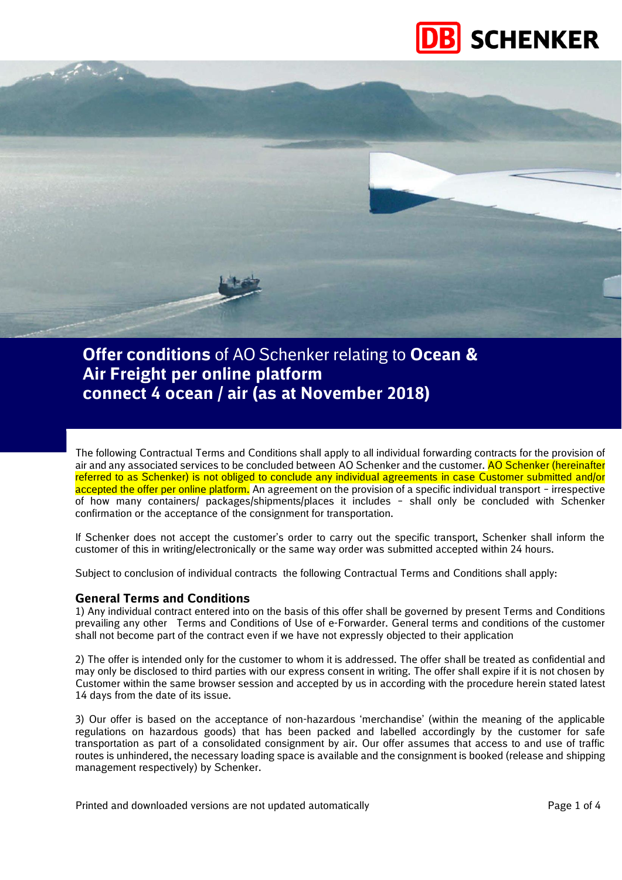# **Offer conditions** of AO Schenker relating to **Ocean & Air Freight per online platform connect 4 ocean / air (as at November 2018)**

The following Contractual Terms and Conditions shall apply to all individual forwarding contracts for the provision of air and any associated services to be concluded between AO Schenker and the customer. AO Schenker (hereinafter referred to as Schenker) is not obliged to conclude any individual agreements in case Customer submitted and/or accepted the offer per online platform. An agreement on the provision of a specific individual transport – irrespective of how many containers/ packages/shipments/places it includes – shall only be concluded with Schenker confirmation or the acceptance of the consignment for transportation.

If Schenker does not accept the customer's order to carry out the specific transport, Schenker shall inform the customer of this in writing/electronically or the same way order was submitted accepted within 24 hours.

Subject to conclusion of individual contracts the following Contractual Terms and Conditions shall apply:

## General Terms and Conditions

1) Any individual contract entered into on the basis of this offer shall be governed by present Terms and Conditions prevailing any other Terms and Conditions of Use of e-Forwarder. General terms and conditions of the customer shall not become part of the contract even if we have not expressly objected to their application

2) The offer is intended only for the customer to whom it is addressed. The offer shall be treated as confidential and may only be disclosed to third parties with our express consent in writing. The offer shall expire if it is not chosen by Customer within the same browser session and accepted by us in according with the procedure herein stated latest 14 days from the date of its issue.

3) Our offer is based on the acceptance of non-hazardous 'merchandise' (within the meaning of the applicable regulations on hazardous goods) that has been packed and labelled accordingly by the customer for safe transportation as part of a consolidated consignment by air. Our offer assumes that access to and use of traffic routes is unhindered, the necessary loading space is available and the consignment is booked (release and shipping management respectively) by Schenker.

Printed and downloaded versions are not updated automatically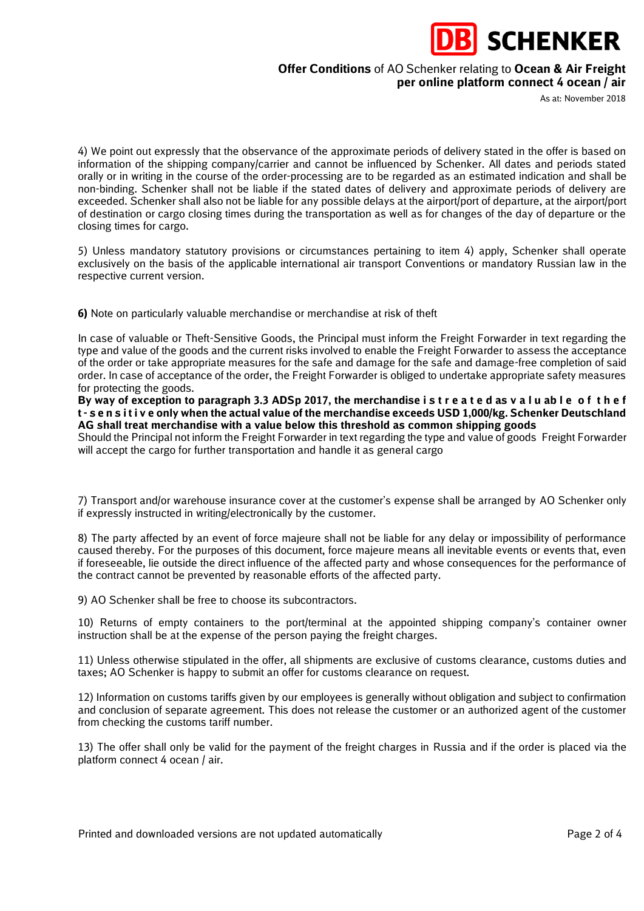4) We point out expressly that the observance of the approximate periods of delivery stated in the offer is based on information of the shipping company/carrier and cannot be influenced by Schenker. All dates and periods stated orally or in writing in the course of the order-processing are to be regarded as an estimated indication and shall be non-binding. Schenker shall not be liable if the stated dates of delivery and approximate periods of delivery are exceeded. Schenker shall also not be liable for any possible delays at the airport/port of departure, at the airport/port of destination or cargo closing times during the transportation as well as for changes of the day of departure or the closing times for cargo.

5) Unless mandatory statutory provisions or circumstances pertaining to item 4) apply, Schenker shall operate exclusively on the basis of the applicable international air transport Conventions or mandatory Russian law in the respective current version.

**6)** Note on particularly valuable merchandise or merchandise at risk of theft

In case of valuable or Theft-Sensitive Goods, the Principal must inform the Freight Forwarder in text regarding the type and value of the goods and the current risks involved to enable the Freight Forwarder to assess the acceptance of the order or take appropriate measures for the safe and damage for the safe and damage-free completion of said order. In case of acceptance of the order, the Freight Forwarder is obliged to undertake appropriate safety measures for protecting the goods.

**By way of exception to paragraph 3.3 ADSp 2017, the merchandise is treated as valuable of theft-sensitive only when the actual value of the merchandise exceeds USD 1,000/kg. Schenker Deutschland AG shall treat merchandise with a value below this threshold as common shipping goods**

Should the Principal not inform the Freight Forwarder in text regarding the type and value of goods Freight Forwarder will accept the cargo for further transportation and handle it as general cargo

7) Transport and/or warehouse insurance cover at the customer's expense shall be arranged by AO Schenker only if expressly instructed in writing/electronically by the customer.

8) The party affected by an event of force majeure shall not be liable for any delay or impossibility of performance caused thereby. For the purposes of this document, force majeure means all inevitable events or events that, even if foreseeable, lie outside the direct influence of the affected party and whose consequences for the performance of the contract cannot be prevented by reasonable efforts of the affected party.

9) AO Schenker shall be free to choose its subcontractors.

10) Returns of empty containers to the port/terminal at the appointed shipping company's container owner instruction shall be at the expense of the person paying the freight charges.

11) Unless otherwise stipulated in the offer, all shipments are exclusive of customs clearance, customs duties and taxes; AO Schenker is happy to submit an offer for customs clearance on request.

12) Information on customs tariffs given by our employees is generally without obligation and subject to confirmation and conclusion of separate agreement. This does not release the customer or an authorized agent of the customer from checking the customs tariff number.

13) The offer shall only be valid for the payment of the freight charges in Russia and if the order is placed via the platform connect 4 ocean / air.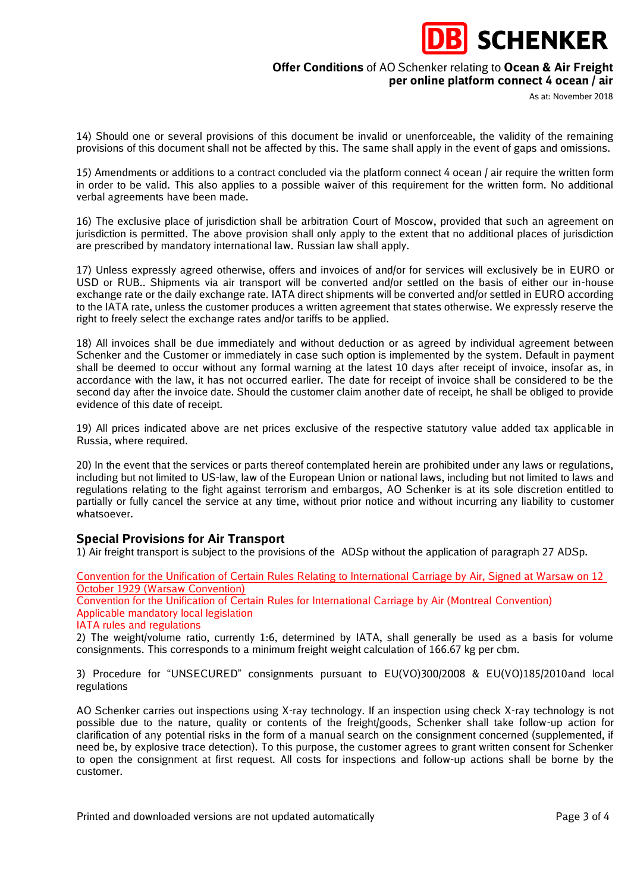14) Should one or several provisions of this document be invalid or unenforceable, the validity of the remaining provisions of this document shall not be affected by this. The same shall apply in the event of gaps and omissions.

15) Amendments or additions to a contract concluded via the platform connect 4 ocean / air require the written form in order to be valid. This also applies to a possible waiver of this requirement for the written form. No additional verbal agreements have been made.

16) The exclusive place of jurisdiction shall be arbitration Court of Moscow, provided that such an agreement on jurisdiction is permitted. The above provision shall only apply to the extent that no additional places of jurisdiction are prescribed by mandatory international law. Russian law shall apply.

17) Unless expressly agreed otherwise, offers and invoices of and/or for services will exclusively be in EURO or USD or RUB.. Shipments via air transport will be converted and/or settled on the basis of either our in-house exchange rate or the daily exchange rate. IATA direct shipments will be converted and/or settled in EURO according to the IATA rate, unless the customer produces a written agreement that states otherwise. We expressly reserve the right to freely select the exchange rates and/or tariffs to be applied.

18) All invoices shall be due immediately and without deduction or as agreed by individual agreement between Schenker and the Customer or immediately in case such option is implemented by the system. Default in payment shall be deemed to occur without any formal warning at the latest 10 days after receipt of invoice, insofar as, in accordance with the law, it has not occurred earlier. The date for receipt of invoice shall be considered to be the second day after the invoice date. Should the customer claim another date of receipt, he shall be obliged to provide evidence of this date of receipt.

19) All prices indicated above are net prices exclusive of the respective statutory value added tax applicable in Russia, where required.

20) In the event that the services or parts thereof contemplated herein are prohibited under any laws or regulations, including but not limited to US-law, law of the European Union or national laws, including but not limited to laws and regulations relating to the fight against terrorism and embargos, AO Schenker is at its sole discretion entitled to partially or fully cancel the service at any time, without prior notice and without incurring any liability to customer whatsoever.

## Special Provisions for Air Transport

1) Air freight transport is subject to the provisions of the ADSp without the application of paragraph 27 ADSp.

Convention for the Unification of Certain Rules Relating to International Carriage by Air, Signed at Warsaw on 12 October 1929 (Warsaw Convention)
Convention for the Unification of Certain Rules for International Carriage by Air (Montreal Convention)
Applicable mandatory local legislation
IATA rules and regulations

2) The weight/volume ratio, currently 1:6, determined by IATA, shall generally be used as a basis for volume consignments. This corresponds to a minimum freight weight calculation of 166.67 kg per cbm.

3) Procedure for "UNSECURED" consignments pursuant to EU(VO)300/2008 & EU(VO)185/2010and local regulations

AO Schenker carries out inspections using X-ray technology. If an inspection using check X-ray technology is not possible due to the nature, quality or contents of the freight/goods, Schenker shall take follow-up action for clarification of any potential risks in the form of a manual search on the consignment concerned (supplemented, if need be, by explosive trace detection). To this purpose, the customer agrees to grant written consent for Schenker to open the consignment at first request. All costs for inspections and follow-up actions shall be borne by the customer.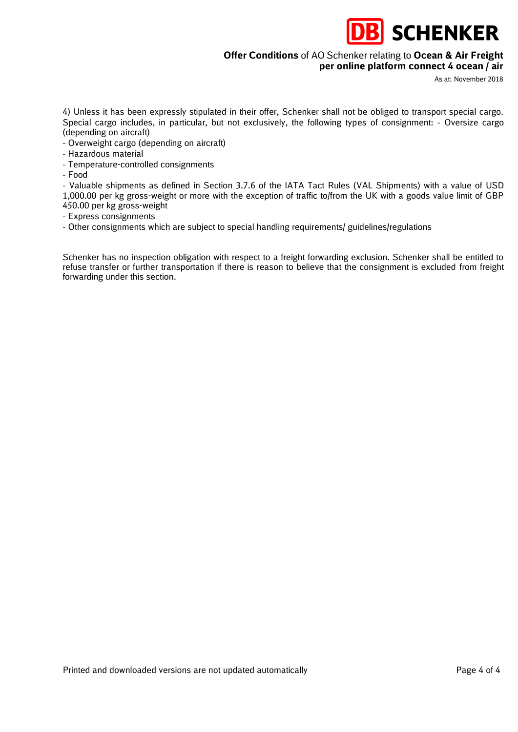4) Unless it has been expressly stipulated in their offer, Schenker shall not be obliged to transport special cargo. Special cargo includes, in particular, but not exclusively, the following types of consignment:

- Oversize cargo (depending on aircraft)
- Overweight cargo (depending on aircraft)
- Hazardous material
- Temperature-controlled consignments
- Food
- Valuable shipments as defined in Section 3.7.6 of the IATA Tact Rules (VAL Shipments) with a value of USD 1,000.00 per kg gross-weight or more with the exception of traffic to/from the UK with a goods value limit of GBP 450.00 per kg gross-weight
- Express consignments
- Other consignments which are subject to special handling requirements/ guidelines/regulations

Schenker has no inspection obligation with respect to a freight forwarding exclusion. Schenker shall be entitled to refuse transfer or further transportation if there is reason to believe that the consignment is excluded from freight forwarding under this section.